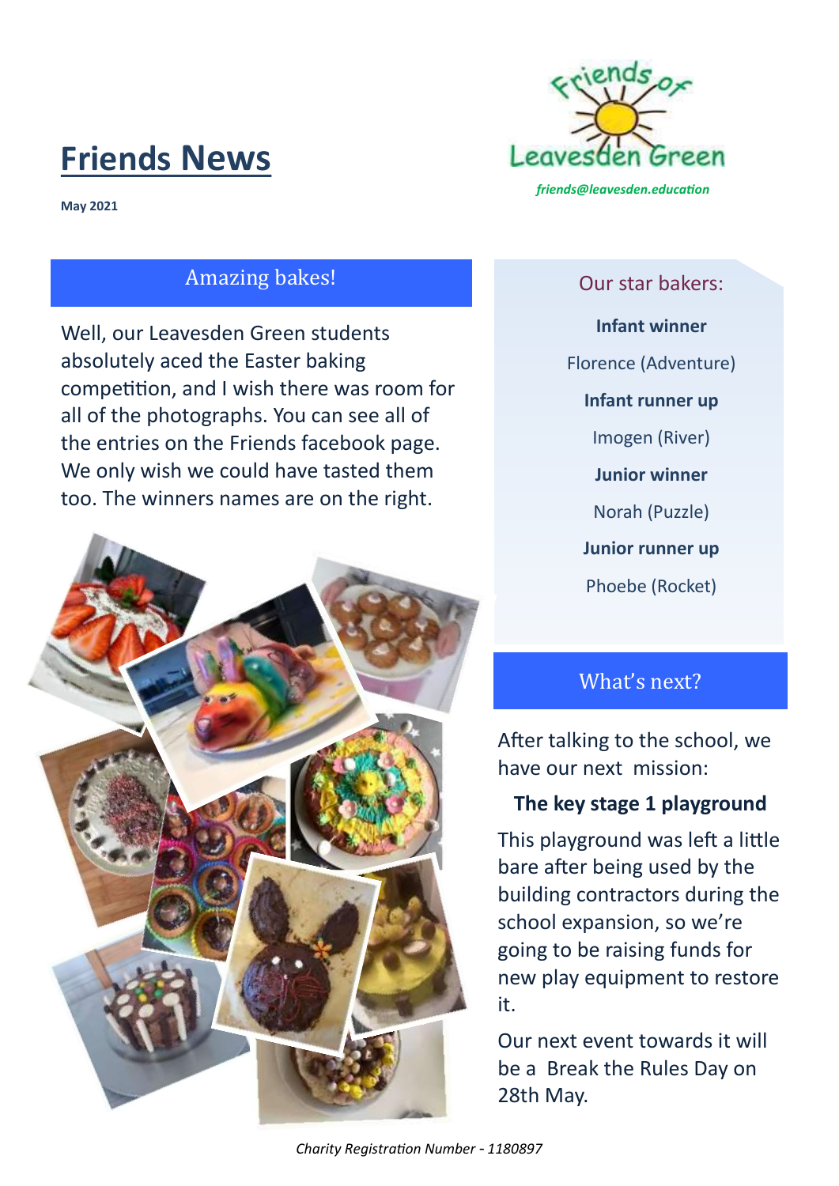# Friends News

**May 2021**

Friends of Leavesden Green

*friends@leavesden.education*

## Amazing bakes!

Well, our Leavesden Green students absolutely aced the Easter baking competition, and I wish there was room for all of the photographs. You can see all of the entries on the Friends facebook page. We only wish we could have tasted them too. The winners names are on the right.

### Our star bakers:

**Infant winner**

Florence (Adventure)

**Infant runner up**

Imogen (River)

**Junior winner**

Norah (Puzzle)

**Junior runner up**

Phoebe (Rocket)

## What's next?

After talking to the school, we have our next mission:

**The key stage 1 playground**

This playground was left a little bare after being used by the building contractors during the school expansion, so we're going to be raising funds for new play equipment to restore it.

Our next event towards it will be a Break the Rules Day on 28th May.

*Charity Registration Number - 1180897*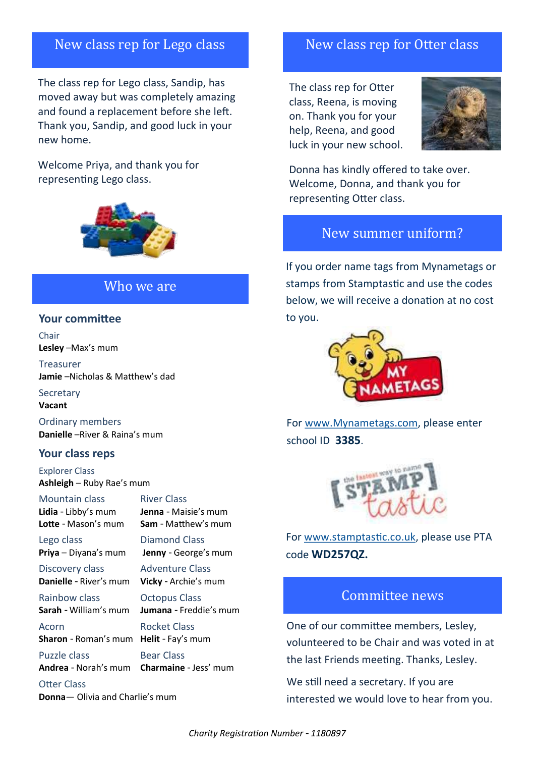## New class rep for Lego class

The class rep for Lego class, Sandip, has moved away but was completely amazing and found a replacement before she left. Thank you, Sandip, and good luck in your new home.

Welcome Priya, and thank you for representing Lego class.

## Who we are

### Your committee

Chair
**Lesley** –Max's mum

Treasurer
**Jamie** –Nicholas & Matthew's dad

Secretary
**Vacant**

Ordinary members
**Danielle** –River & Raina's mum

### Your class reps

Explorer Class
**Ashleigh** – Ruby Rae's mum

Mountain class
**Lidia** - Libby's mum
**Lotte** - Mason's mum

River Class
**Jenna** - Maisie's mum
**Sam** - Matthew's mum

Lego class
**Priya** – Diyana's mum

Diamond Class
**Jenny** - George's mum

Discovery class
**Danielle** - River's mum

Adventure Class
**Vicky** - Archie's mum

Rainbow class
**Sarah** - William's mum

Octopus Class
**Jumana** - Freddie's mum

Acorn
**Sharon** - Roman's mum

Rocket Class
**Helit** - Fay's mum

Puzzle class
**Andrea** - Norah's mum

Bear Class
**Charmaine** - Jess' mum

Otter Class
**Donna**— Olivia and Charlie's mum

## New class rep for Otter class

The class rep for Otter class, Reena, is moving on. Thank you for your help, Reena, and good luck in your new school.

Donna has kindly offered to take over. Welcome, Donna, and thank you for representing Otter class.

## New summer uniform?

If you order name tags from Mynametags or stamps from Stamptastic and use the codes below, we will receive a donation at no cost to you.

For www.Mynametags.com, please enter school ID **3385**.

For www.stamptastic.co.uk, please use PTA code **WD257QZ.**

## Committee news

One of our committee members, Lesley, volunteered to be Chair and was voted in at the last Friends meeting. Thanks, Lesley.

We still need a secretary. If you are interested we would love to hear from you.

*Charity Registration Number - 1180897*